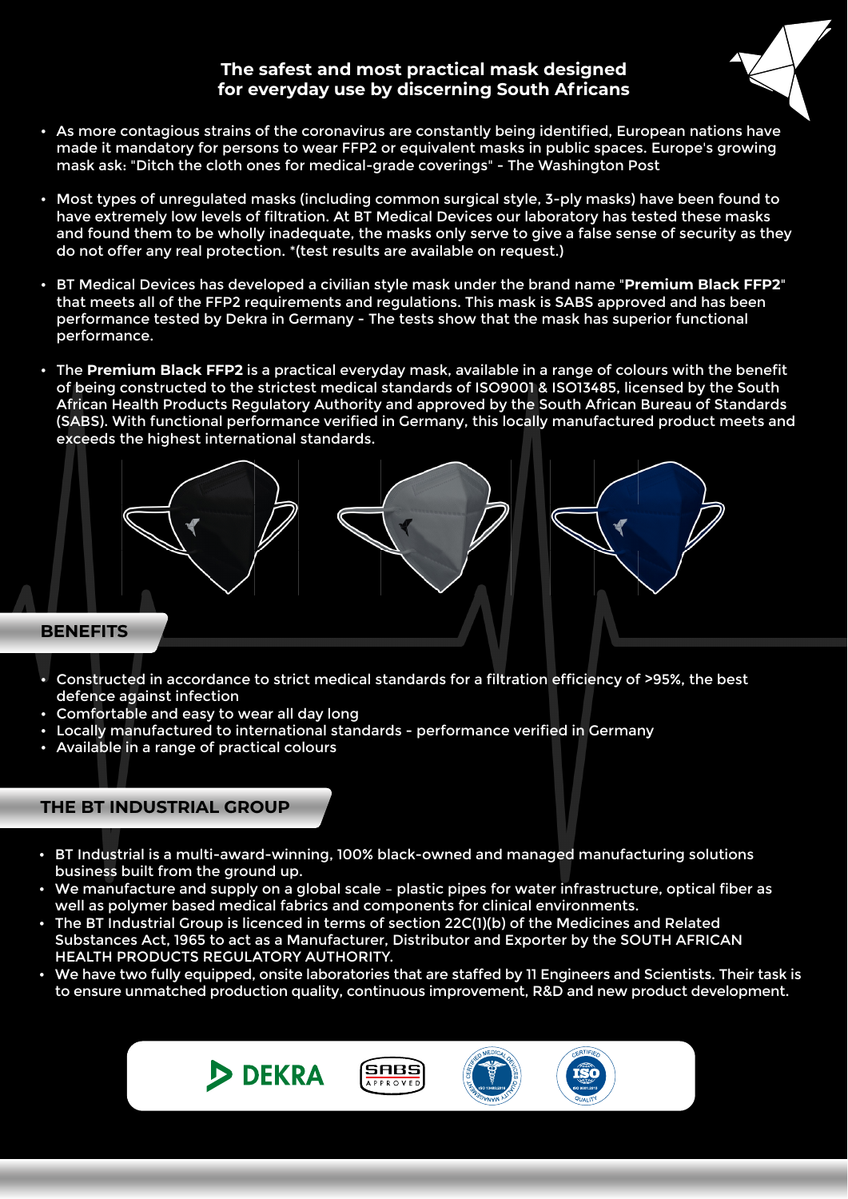## The safest and most practical mask designed for everyday use by discerning South Africans

- As more contagious strains of the coronavirus are constantly being identified, European nations have made it mandatory for persons to wear FFP2 or equivalent masks in public spaces. Europe's growing mask ask: "Ditch the cloth ones for medical-grade coverings" - The Washington Post
- Most types of unregulated masks (including common surgical style, 3-ply masks) have been found to have extremely low levels of filtration. At BT Medical Devices our laboratory has tested these masks and found them to be wholly inadequate, the masks only serve to give a false sense of security as they do not offer any real protection. *(test results are available on request.)
- BT Medical Devices has developed a civilian style mask under the brand name "**Premium Black FFP2**" that meets all of the FFP2 requirements and regulations. This mask is SABS approved and has been performance tested by Dekra in Germany - The tests show that the mask has superior functional performance.
- The **Premium Black FFP2** is a practical everyday mask, available in a range of colours with the benefit of being constructed to the strictest medical standards of ISO9001 & ISO13485, licensed by the South African Health Products Regulatory Authority and approved by the South African Bureau of Standards (SABS). With functional performance verified in Germany, this locally manufactured product meets and exceeds the highest international standards.

## BENEFITS

- Constructed in accordance to strict medical standards for a filtration efficiency of >95%, the best defence against infection
- Comfortable and easy to wear all day long
- Locally manufactured to international standards - performance verified in Germany
- Available in a range of practical colours

## THE BT INDUSTRIAL GROUP

- BT Industrial is a multi-award-winning, 100% black-owned and managed manufacturing solutions business built from the ground up.
- We manufacture and supply on a global scale – plastic pipes for water infrastructure, optical fiber as well as polymer based medical fabrics and components for clinical environments.
- The BT Industrial Group is licenced in terms of section 22C(1)(b) of the Medicines and Related Substances Act, 1965 to act as a Manufacturer, Distributor and Exporter by the SOUTH AFRICAN HEALTH PRODUCTS REGULATORY AUTHORITY.
- We have two fully equipped, onsite laboratories that are staffed by 11 Engineers and Scientists. Their task is to ensure unmatched production quality, continuous improvement, R&D and new product development.

DEKRA | SABS APPROVED | CERTIFIED MEDICAL DEVICES QUALITY MANAGEMENT ISO 13485:2016 | CERTIFIED ISO 9001:2015 QUALITY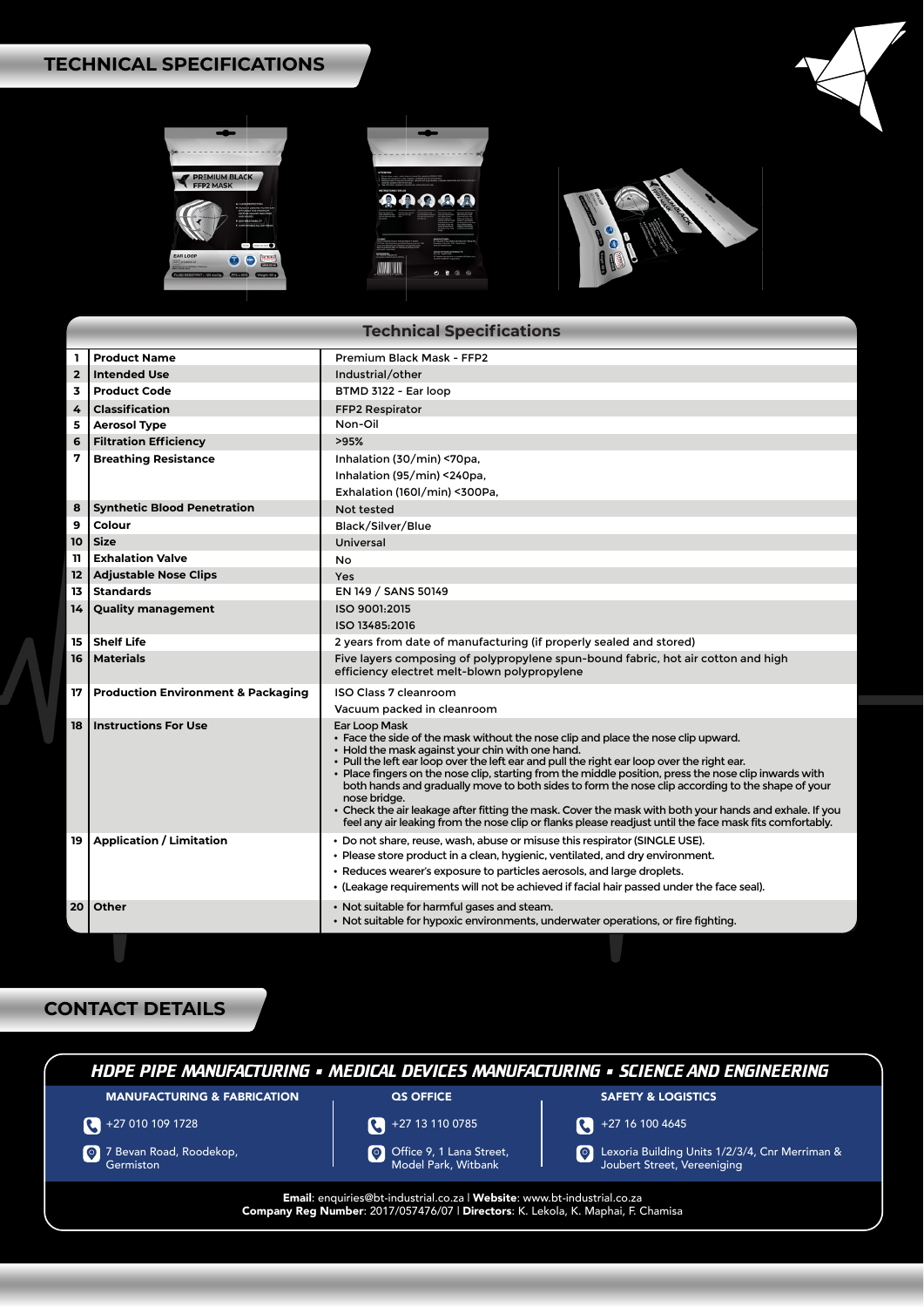## TECHNICAL SPECIFICATIONS

| Technical Specifications | | |
|---|---|---|
| 1 | **Product Name** | Premium Black Mask - FFP2 |
| 2 | **Intended Use** | Industrial/other |
| 3 | **Product Code** | BTMD 3122 - Ear loop |
| 4 | **Classification** | FFP2 Respirator |
| 5 | **Aerosol Type** | Non-Oil |
| 6 | **Filtration Efficiency** | >95% |
| 7 | **Breathing Resistance** | Inhalation (30/min) <70pa,<br>Inhalation (95/min) <240pa,<br>Exhalation (160l/min) <300Pa, |
| 8 | **Synthetic Blood Penetration** | Not tested |
| 9 | **Colour** | Black/Silver/Blue |
| 10 | **Size** | Universal |
| 11 | **Exhalation Valve** | No |
| 12 | **Adjustable Nose Clips** | Yes |
| 13 | **Standards** | EN 149 / SANS 50149 |
| 14 | **Quality management** | ISO 9001:2015<br>ISO 13485:2016 |
| 15 | **Shelf Life** | 2 years from date of manufacturing (if properly sealed and stored) |
| 16 | **Materials** | Five layers composing of polypropylene spun-bound fabric, hot air cotton and high efficiency electret melt-blown polypropylene |
| 17 | **Production Environment & Packaging** | ISO Class 7 cleanroom<br>Vacuum packed in cleanroom |
| 18 | **Instructions For Use** | Ear Loop Mask<br>• Face the side of the mask without the nose clip and place the nose clip upward.<br>• Hold the mask against your chin with one hand.<br>• Pull the left ear loop over the left ear and pull the right ear loop over the right ear.<br>• Place fingers on the nose clip, starting from the middle position, press the nose clip inwards with both hands and gradually move to both sides to form the nose clip according to the shape of your nose bridge.<br>• Check the air leakage after fitting the mask. Cover the mask with both your hands and exhale. If you feel any air leaking from the nose clip or flanks please readjust until the face mask fits comfortably. |
| 19 | **Application / Limitation** | • Do not share, reuse, wash, abuse or misuse this respirator (SINGLE USE).<br>• Please store product in a clean, hygienic, ventilated, and dry environment.<br>• Reduces wearer's exposure to particles aerosols, and large droplets.<br>• (Leakage requirements will not be achieved if facial hair passed under the face seal). |
| 20 | **Other** | • Not suitable for harmful gases and steam.<br>• Not suitable for hypoxic environments, underwater operations, or fire fighting. |

## CONTACT DETAILS

***HDPE PIPE MANUFACTURING • MEDICAL DEVICES MANUFACTURING • SCIENCE AND ENGINEERING***

**MANUFACTURING & FABRICATION**
+27 010 109 1728
7 Bevan Road, Roodekop, Germiston

**QS OFFICE**
+27 13 110 0785
Office 9, 1 Lana Street, Model Park, Witbank

**SAFETY & LOGISTICS**
+27 16 100 4645
Lexoria Building Units 1/2/3/4, Cnr Merriman & Joubert Street, Vereeniging

**Email**: enquiries@bt-industrial.co.za | **Website**: www.bt-industrial.co.za
**Company Reg Number**: 2017/057476/07 | **Directors**: K. Lekola, K. Maphai, F. Chamisa